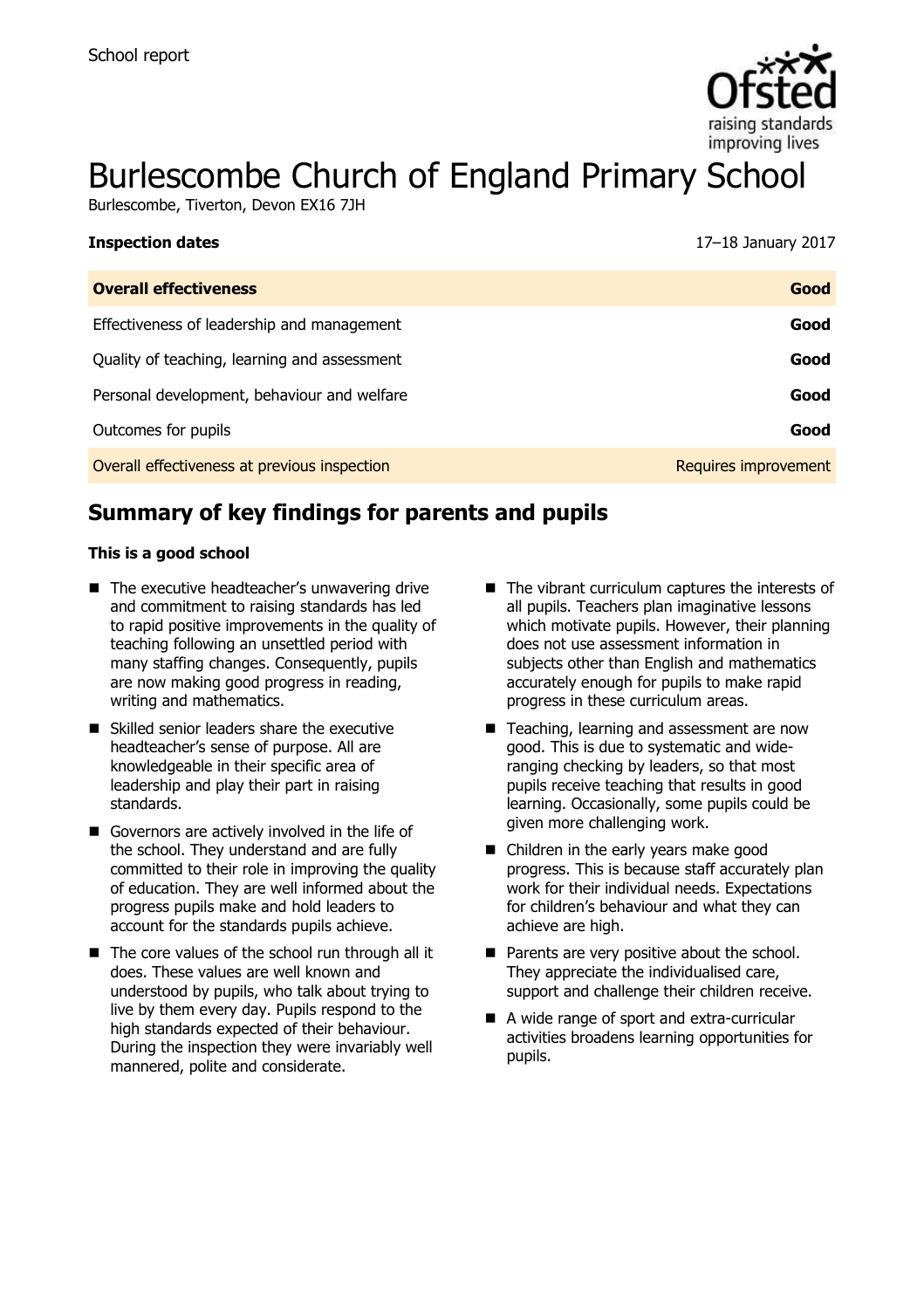School report

# Burlescombe Church of England Primary School

Burlescombe, Tiverton, Devon EX16 7JH

| **Inspection dates** | 17–18 January 2017 |
| --- | --- |
| **Overall effectiveness** | **Good** |
| Effectiveness of leadership and management | **Good** |
| Quality of teaching, learning and assessment | **Good** |
| Personal development, behaviour and welfare | **Good** |
| Outcomes for pupils | **Good** |
| Overall effectiveness at previous inspection | Requires improvement |

## Summary of key findings for parents and pupils

**This is a good school**

- The executive headteacher's unwavering drive and commitment to raising standards has led to rapid positive improvements in the quality of teaching following an unsettled period with many staffing changes. Consequently, pupils are now making good progress in reading, writing and mathematics.
- Skilled senior leaders share the executive headteacher's sense of purpose. All are knowledgeable in their specific area of leadership and play their part in raising standards.
- Governors are actively involved in the life of the school. They understand and are fully committed to their role in improving the quality of education. They are well informed about the progress pupils make and hold leaders to account for the standards pupils achieve.
- The core values of the school run through all it does. These values are well known and understood by pupils, who talk about trying to live by them every day. Pupils respond to the high standards expected of their behaviour. During the inspection they were invariably well mannered, polite and considerate.
- The vibrant curriculum captures the interests of all pupils. Teachers plan imaginative lessons which motivate pupils. However, their planning does not use assessment information in subjects other than English and mathematics accurately enough for pupils to make rapid progress in these curriculum areas.
- Teaching, learning and assessment are now good. This is due to systematic and wide-ranging checking by leaders, so that most pupils receive teaching that results in good learning. Occasionally, some pupils could be given more challenging work.
- Children in the early years make good progress. This is because staff accurately plan work for their individual needs. Expectations for children's behaviour and what they can achieve are high.
- Parents are very positive about the school. They appreciate the individualised care, support and challenge their children receive.
- A wide range of sport and extra-curricular activities broadens learning opportunities for pupils.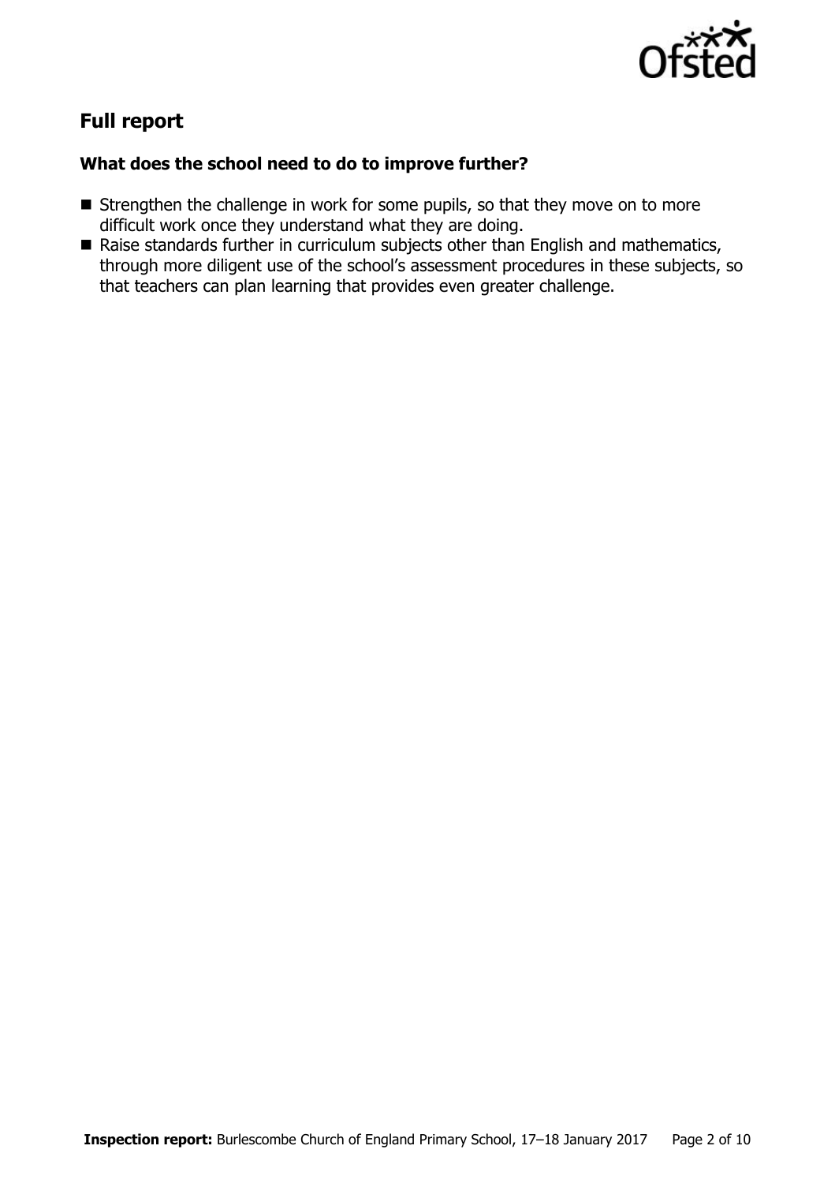## Full report

### What does the school need to do to improve further?

- Strengthen the challenge in work for some pupils, so that they move on to more difficult work once they understand what they are doing.
- Raise standards further in curriculum subjects other than English and mathematics, through more diligent use of the school's assessment procedures in these subjects, so that teachers can plan learning that provides even greater challenge.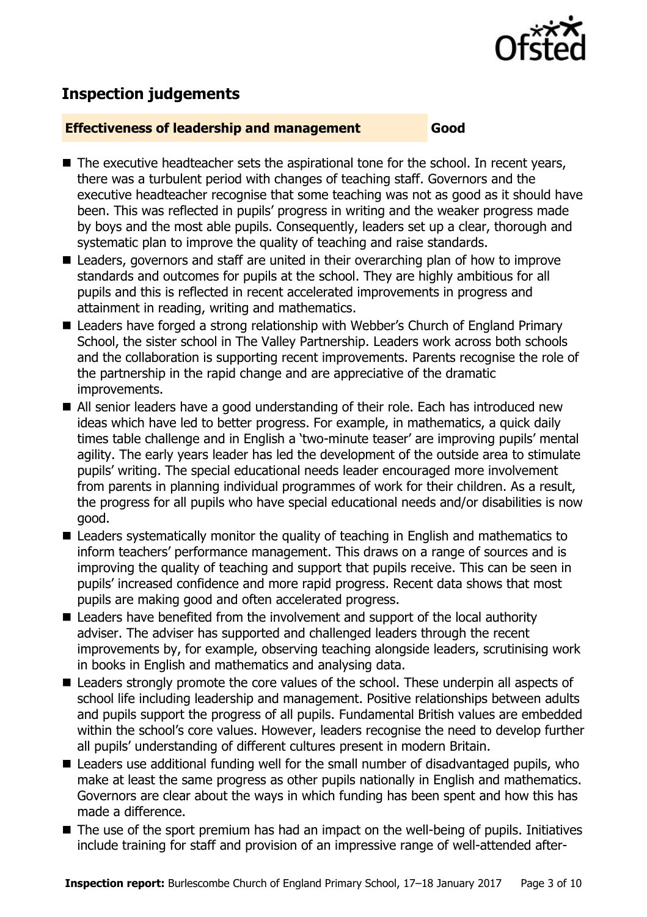## Inspection judgements

**Effectiveness of leadership and management** **Good**

- The executive headteacher sets the aspirational tone for the school. In recent years, there was a turbulent period with changes of teaching staff. Governors and the executive headteacher recognise that some teaching was not as good as it should have been. This was reflected in pupils' progress in writing and the weaker progress made by boys and the most able pupils. Consequently, leaders set up a clear, thorough and systematic plan to improve the quality of teaching and raise standards.
- Leaders, governors and staff are united in their overarching plan of how to improve standards and outcomes for pupils at the school. They are highly ambitious for all pupils and this is reflected in recent accelerated improvements in progress and attainment in reading, writing and mathematics.
- Leaders have forged a strong relationship with Webber's Church of England Primary School, the sister school in The Valley Partnership. Leaders work across both schools and the collaboration is supporting recent improvements. Parents recognise the role of the partnership in the rapid change and are appreciative of the dramatic improvements.
- All senior leaders have a good understanding of their role. Each has introduced new ideas which have led to better progress. For example, in mathematics, a quick daily times table challenge and in English a 'two-minute teaser' are improving pupils' mental agility. The early years leader has led the development of the outside area to stimulate pupils' writing. The special educational needs leader encouraged more involvement from parents in planning individual programmes of work for their children. As a result, the progress for all pupils who have special educational needs and/or disabilities is now good.
- Leaders systematically monitor the quality of teaching in English and mathematics to inform teachers' performance management. This draws on a range of sources and is improving the quality of teaching and support that pupils receive. This can be seen in pupils' increased confidence and more rapid progress. Recent data shows that most pupils are making good and often accelerated progress.
- Leaders have benefited from the involvement and support of the local authority adviser. The adviser has supported and challenged leaders through the recent improvements by, for example, observing teaching alongside leaders, scrutinising work in books in English and mathematics and analysing data.
- Leaders strongly promote the core values of the school. These underpin all aspects of school life including leadership and management. Positive relationships between adults and pupils support the progress of all pupils. Fundamental British values are embedded within the school's core values. However, leaders recognise the need to develop further all pupils' understanding of different cultures present in modern Britain.
- Leaders use additional funding well for the small number of disadvantaged pupils, who make at least the same progress as other pupils nationally in English and mathematics. Governors are clear about the ways in which funding has been spent and how this has made a difference.
- The use of the sport premium has had an impact on the well-being of pupils. Initiatives include training for staff and provision of an impressive range of well-attended after-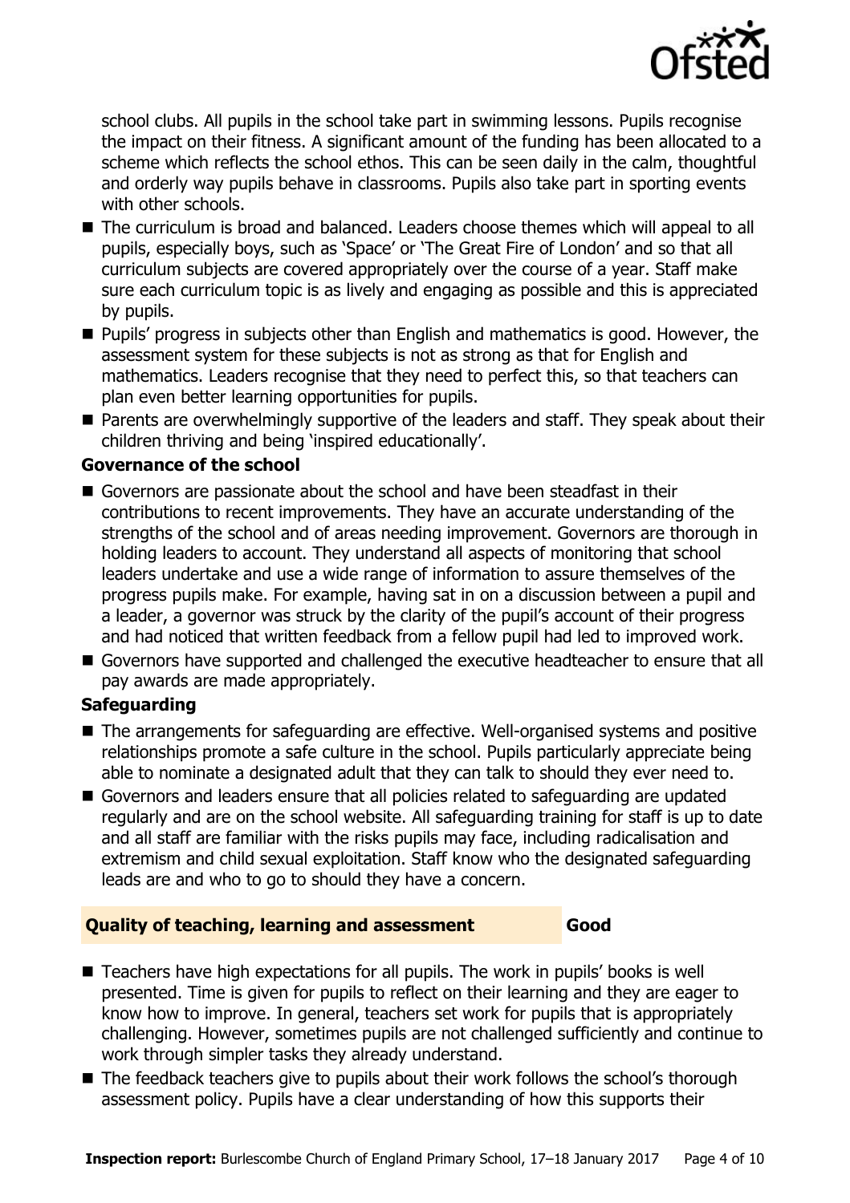school clubs. All pupils in the school take part in swimming lessons. Pupils recognise the impact on their fitness. A significant amount of the funding has been allocated to a scheme which reflects the school ethos. This can be seen daily in the calm, thoughtful and orderly way pupils behave in classrooms. Pupils also take part in sporting events with other schools.

- The curriculum is broad and balanced. Leaders choose themes which will appeal to all pupils, especially boys, such as 'Space' or 'The Great Fire of London' and so that all curriculum subjects are covered appropriately over the course of a year. Staff make sure each curriculum topic is as lively and engaging as possible and this is appreciated by pupils.
- Pupils' progress in subjects other than English and mathematics is good. However, the assessment system for these subjects is not as strong as that for English and mathematics. Leaders recognise that they need to perfect this, so that teachers can plan even better learning opportunities for pupils.
- Parents are overwhelmingly supportive of the leaders and staff. They speak about their children thriving and being 'inspired educationally'.

### Governance of the school

- Governors are passionate about the school and have been steadfast in their contributions to recent improvements. They have an accurate understanding of the strengths of the school and of areas needing improvement. Governors are thorough in holding leaders to account. They understand all aspects of monitoring that school leaders undertake and use a wide range of information to assure themselves of the progress pupils make. For example, having sat in on a discussion between a pupil and a leader, a governor was struck by the clarity of the pupil's account of their progress and had noticed that written feedback from a fellow pupil had led to improved work.
- Governors have supported and challenged the executive headteacher to ensure that all pay awards are made appropriately.

### Safeguarding

- The arrangements for safeguarding are effective. Well-organised systems and positive relationships promote a safe culture in the school. Pupils particularly appreciate being able to nominate a designated adult that they can talk to should they ever need to.
- Governors and leaders ensure that all policies related to safeguarding are updated regularly and are on the school website. All safeguarding training for staff is up to date and all staff are familiar with the risks pupils may face, including radicalisation and extremism and child sexual exploitation. Staff know who the designated safeguarding leads are and who to go to should they have a concern.

## Quality of teaching, learning and assessment — Good

- Teachers have high expectations for all pupils. The work in pupils' books is well presented. Time is given for pupils to reflect on their learning and they are eager to know how to improve. In general, teachers set work for pupils that is appropriately challenging. However, sometimes pupils are not challenged sufficiently and continue to work through simpler tasks they already understand.
- The feedback teachers give to pupils about their work follows the school's thorough assessment policy. Pupils have a clear understanding of how this supports their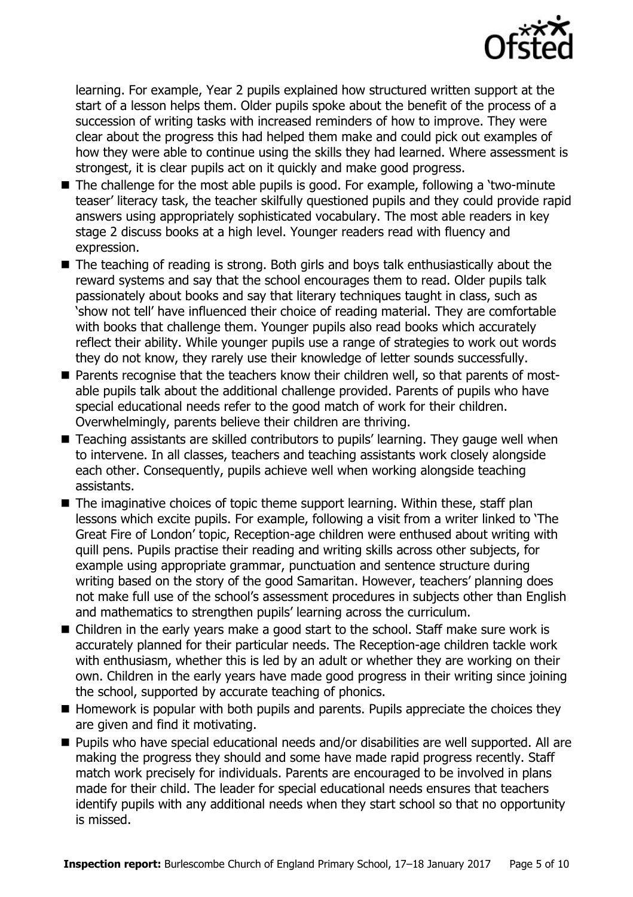learning. For example, Year 2 pupils explained how structured written support at the start of a lesson helps them. Older pupils spoke about the benefit of the process of a succession of writing tasks with increased reminders of how to improve. They were clear about the progress this had helped them make and could pick out examples of how they were able to continue using the skills they had learned. Where assessment is strongest, it is clear pupils act on it quickly and make good progress.

- The challenge for the most able pupils is good. For example, following a 'two-minute teaser' literacy task, the teacher skilfully questioned pupils and they could provide rapid answers using appropriately sophisticated vocabulary. The most able readers in key stage 2 discuss books at a high level. Younger readers read with fluency and expression.
- The teaching of reading is strong. Both girls and boys talk enthusiastically about the reward systems and say that the school encourages them to read. Older pupils talk passionately about books and say that literary techniques taught in class, such as 'show not tell' have influenced their choice of reading material. They are comfortable with books that challenge them. Younger pupils also read books which accurately reflect their ability. While younger pupils use a range of strategies to work out words they do not know, they rarely use their knowledge of letter sounds successfully.
- Parents recognise that the teachers know their children well, so that parents of most-able pupils talk about the additional challenge provided. Parents of pupils who have special educational needs refer to the good match of work for their children. Overwhelmingly, parents believe their children are thriving.
- Teaching assistants are skilled contributors to pupils' learning. They gauge well when to intervene. In all classes, teachers and teaching assistants work closely alongside each other. Consequently, pupils achieve well when working alongside teaching assistants.
- The imaginative choices of topic theme support learning. Within these, staff plan lessons which excite pupils. For example, following a visit from a writer linked to 'The Great Fire of London' topic, Reception-age children were enthused about writing with quill pens. Pupils practise their reading and writing skills across other subjects, for example using appropriate grammar, punctuation and sentence structure during writing based on the story of the good Samaritan. However, teachers' planning does not make full use of the school's assessment procedures in subjects other than English and mathematics to strengthen pupils' learning across the curriculum.
- Children in the early years make a good start to the school. Staff make sure work is accurately planned for their particular needs. The Reception-age children tackle work with enthusiasm, whether this is led by an adult or whether they are working on their own. Children in the early years have made good progress in their writing since joining the school, supported by accurate teaching of phonics.
- Homework is popular with both pupils and parents. Pupils appreciate the choices they are given and find it motivating.
- Pupils who have special educational needs and/or disabilities are well supported. All are making the progress they should and some have made rapid progress recently. Staff match work precisely for individuals. Parents are encouraged to be involved in plans made for their child. The leader for special educational needs ensures that teachers identify pupils with any additional needs when they start school so that no opportunity is missed.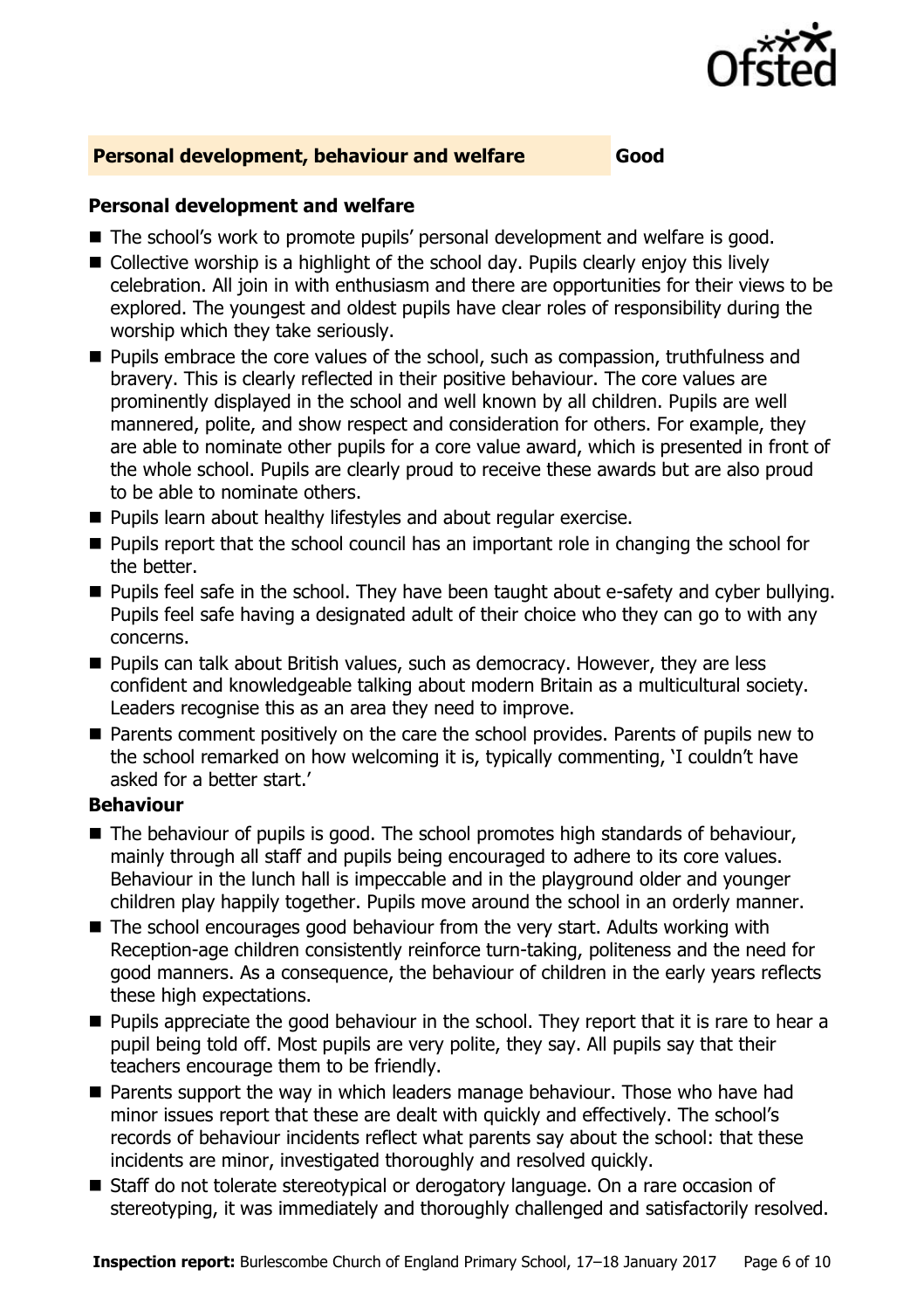## Personal development, behaviour and welfare — Good

### Personal development and welfare

- The school's work to promote pupils' personal development and welfare is good.
- Collective worship is a highlight of the school day. Pupils clearly enjoy this lively celebration. All join in with enthusiasm and there are opportunities for their views to be explored. The youngest and oldest pupils have clear roles of responsibility during the worship which they take seriously.
- Pupils embrace the core values of the school, such as compassion, truthfulness and bravery. This is clearly reflected in their positive behaviour. The core values are prominently displayed in the school and well known by all children. Pupils are well mannered, polite, and show respect and consideration for others. For example, they are able to nominate other pupils for a core value award, which is presented in front of the whole school. Pupils are clearly proud to receive these awards but are also proud to be able to nominate others.
- Pupils learn about healthy lifestyles and about regular exercise.
- Pupils report that the school council has an important role in changing the school for the better.
- Pupils feel safe in the school. They have been taught about e-safety and cyber bullying. Pupils feel safe having a designated adult of their choice who they can go to with any concerns.
- Pupils can talk about British values, such as democracy. However, they are less confident and knowledgeable talking about modern Britain as a multicultural society. Leaders recognise this as an area they need to improve.
- Parents comment positively on the care the school provides. Parents of pupils new to the school remarked on how welcoming it is, typically commenting, 'I couldn't have asked for a better start.'

### Behaviour

- The behaviour of pupils is good. The school promotes high standards of behaviour, mainly through all staff and pupils being encouraged to adhere to its core values. Behaviour in the lunch hall is impeccable and in the playground older and younger children play happily together. Pupils move around the school in an orderly manner.
- The school encourages good behaviour from the very start. Adults working with Reception-age children consistently reinforce turn-taking, politeness and the need for good manners. As a consequence, the behaviour of children in the early years reflects these high expectations.
- Pupils appreciate the good behaviour in the school. They report that it is rare to hear a pupil being told off. Most pupils are very polite, they say. All pupils say that their teachers encourage them to be friendly.
- Parents support the way in which leaders manage behaviour. Those who have had minor issues report that these are dealt with quickly and effectively. The school's records of behaviour incidents reflect what parents say about the school: that these incidents are minor, investigated thoroughly and resolved quickly.
- Staff do not tolerate stereotypical or derogatory language. On a rare occasion of stereotyping, it was immediately and thoroughly challenged and satisfactorily resolved.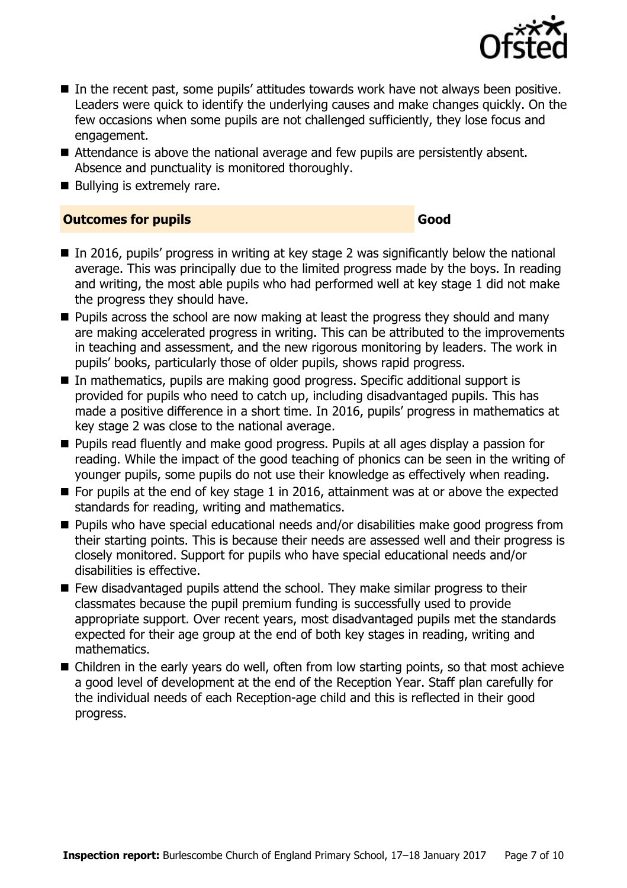- In the recent past, some pupils' attitudes towards work have not always been positive. Leaders were quick to identify the underlying causes and make changes quickly. On the few occasions when some pupils are not challenged sufficiently, they lose focus and engagement.
- Attendance is above the national average and few pupils are persistently absent. Absence and punctuality is monitored thoroughly.
- Bullying is extremely rare.

## Outcomes for pupils — Good

- In 2016, pupils' progress in writing at key stage 2 was significantly below the national average. This was principally due to the limited progress made by the boys. In reading and writing, the most able pupils who had performed well at key stage 1 did not make the progress they should have.
- Pupils across the school are now making at least the progress they should and many are making accelerated progress in writing. This can be attributed to the improvements in teaching and assessment, and the new rigorous monitoring by leaders. The work in pupils' books, particularly those of older pupils, shows rapid progress.
- In mathematics, pupils are making good progress. Specific additional support is provided for pupils who need to catch up, including disadvantaged pupils. This has made a positive difference in a short time. In 2016, pupils' progress in mathematics at key stage 2 was close to the national average.
- Pupils read fluently and make good progress. Pupils at all ages display a passion for reading. While the impact of the good teaching of phonics can be seen in the writing of younger pupils, some pupils do not use their knowledge as effectively when reading.
- For pupils at the end of key stage 1 in 2016, attainment was at or above the expected standards for reading, writing and mathematics.
- Pupils who have special educational needs and/or disabilities make good progress from their starting points. This is because their needs are assessed well and their progress is closely monitored. Support for pupils who have special educational needs and/or disabilities is effective.
- Few disadvantaged pupils attend the school. They make similar progress to their classmates because the pupil premium funding is successfully used to provide appropriate support. Over recent years, most disadvantaged pupils met the standards expected for their age group at the end of both key stages in reading, writing and mathematics.
- Children in the early years do well, often from low starting points, so that most achieve a good level of development at the end of the Reception Year. Staff plan carefully for the individual needs of each Reception-age child and this is reflected in their good progress.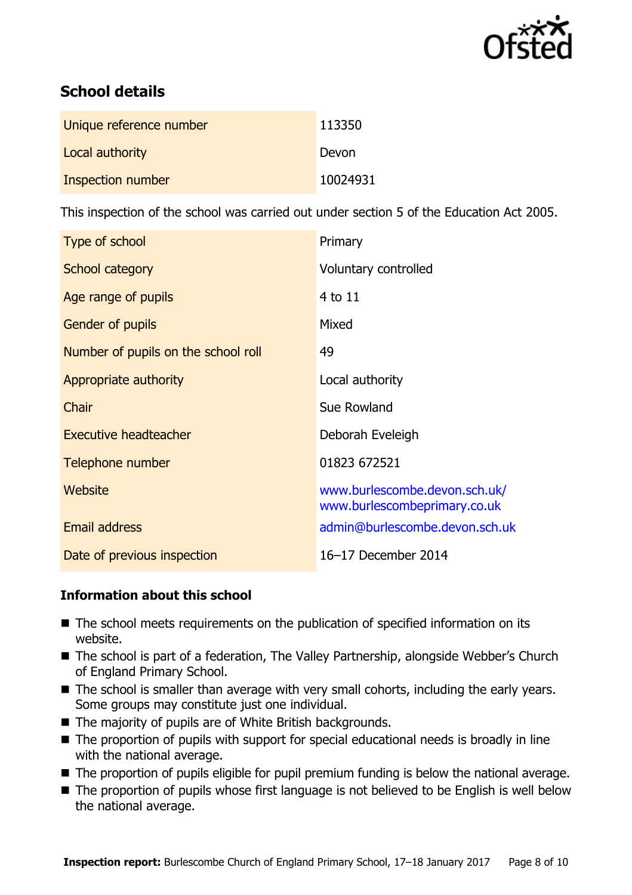## School details

| | |
|---|---|
| Unique reference number | 113350 |
| Local authority | Devon |
| Inspection number | 10024931 |

This inspection of the school was carried out under section 5 of the Education Act 2005.

| | |
|---|---|
| Type of school | Primary |
| School category | Voluntary controlled |
| Age range of pupils | 4 to 11 |
| Gender of pupils | Mixed |
| Number of pupils on the school roll | 49 |
| Appropriate authority | Local authority |
| Chair | Sue Rowland |
| Executive headteacher | Deborah Eveleigh |
| Telephone number | 01823 672521 |
| Website | www.burlescombe.devon.sch.uk/ www.burlescombeprimary.co.uk |
| Email address | admin@burlescombe.devon.sch.uk |
| Date of previous inspection | 16–17 December 2014 |

### Information about this school

- The school meets requirements on the publication of specified information on its website.
- The school is part of a federation, The Valley Partnership, alongside Webber's Church of England Primary School.
- The school is smaller than average with very small cohorts, including the early years. Some groups may constitute just one individual.
- The majority of pupils are of White British backgrounds.
- The proportion of pupils with support for special educational needs is broadly in line with the national average.
- The proportion of pupils eligible for pupil premium funding is below the national average.
- The proportion of pupils whose first language is not believed to be English is well below the national average.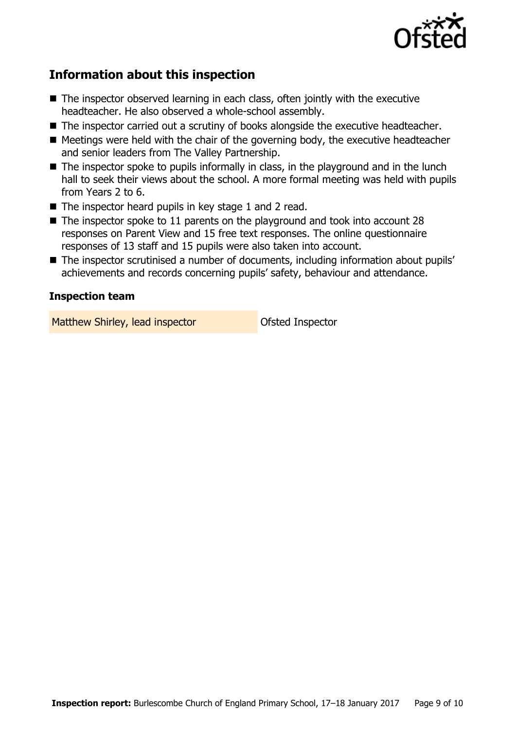## Information about this inspection

- The inspector observed learning in each class, often jointly with the executive headteacher. He also observed a whole-school assembly.
- The inspector carried out a scrutiny of books alongside the executive headteacher.
- Meetings were held with the chair of the governing body, the executive headteacher and senior leaders from The Valley Partnership.
- The inspector spoke to pupils informally in class, in the playground and in the lunch hall to seek their views about the school. A more formal meeting was held with pupils from Years 2 to 6.
- The inspector heard pupils in key stage 1 and 2 read.
- The inspector spoke to 11 parents on the playground and took into account 28 responses on Parent View and 15 free text responses. The online questionnaire responses of 13 staff and 15 pupils were also taken into account.
- The inspector scrutinised a number of documents, including information about pupils' achievements and records concerning pupils' safety, behaviour and attendance.

### Inspection team

| | |
|---|---|
| Matthew Shirley, lead inspector | Ofsted Inspector |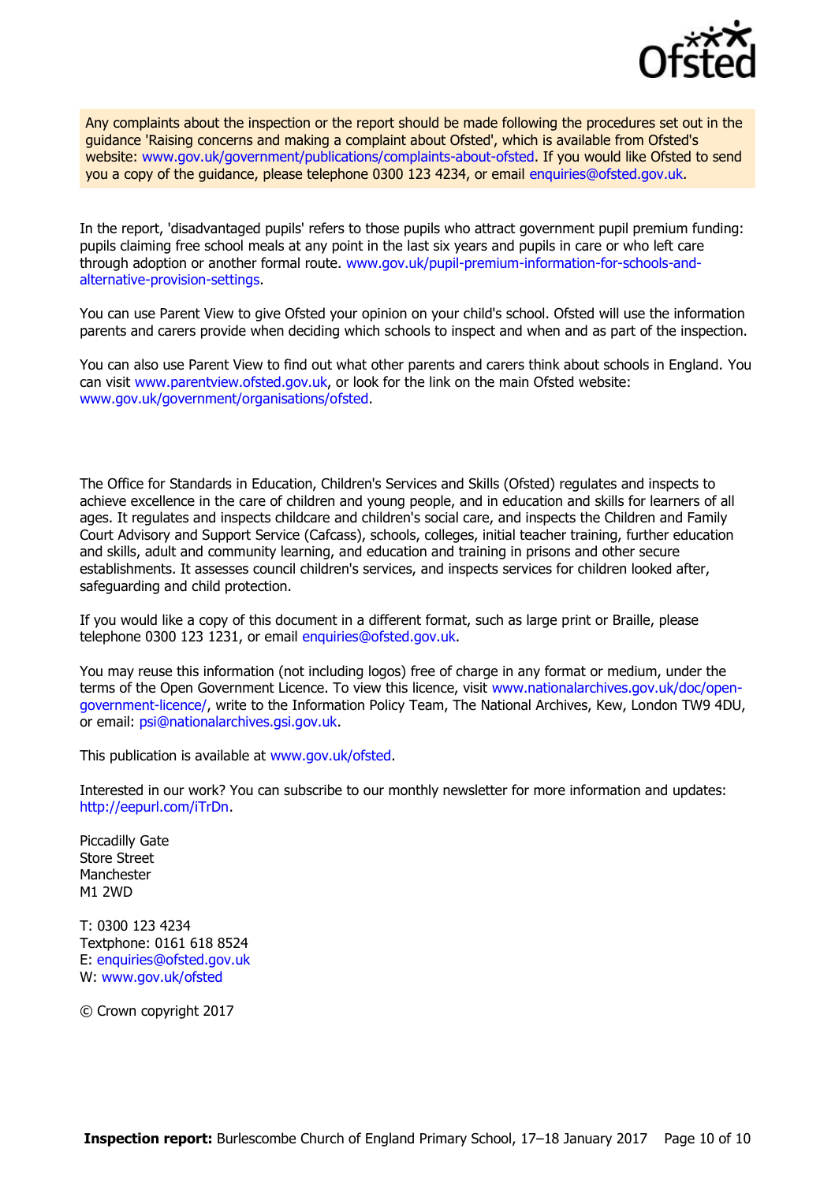Any complaints about the inspection or the report should be made following the procedures set out in the guidance 'Raising concerns and making a complaint about Ofsted', which is available from Ofsted's website: www.gov.uk/government/publications/complaints-about-ofsted. If you would like Ofsted to send you a copy of the guidance, please telephone 0300 123 4234, or email enquiries@ofsted.gov.uk.

In the report, 'disadvantaged pupils' refers to those pupils who attract government pupil premium funding: pupils claiming free school meals at any point in the last six years and pupils in care or who left care through adoption or another formal route. www.gov.uk/pupil-premium-information-for-schools-and-alternative-provision-settings.

You can use Parent View to give Ofsted your opinion on your child's school. Ofsted will use the information parents and carers provide when deciding which schools to inspect and when and as part of the inspection.

You can also use Parent View to find out what other parents and carers think about schools in England. You can visit www.parentview.ofsted.gov.uk, or look for the link on the main Ofsted website: www.gov.uk/government/organisations/ofsted.

The Office for Standards in Education, Children's Services and Skills (Ofsted) regulates and inspects to achieve excellence in the care of children and young people, and in education and skills for learners of all ages. It regulates and inspects childcare and children's social care, and inspects the Children and Family Court Advisory and Support Service (Cafcass), schools, colleges, initial teacher training, further education and skills, adult and community learning, and education and training in prisons and other secure establishments. It assesses council children's services, and inspects services for children looked after, safeguarding and child protection.

If you would like a copy of this document in a different format, such as large print or Braille, please telephone 0300 123 1231, or email enquiries@ofsted.gov.uk.

You may reuse this information (not including logos) free of charge in any format or medium, under the terms of the Open Government Licence. To view this licence, visit www.nationalarchives.gov.uk/doc/open-government-licence/, write to the Information Policy Team, The National Archives, Kew, London TW9 4DU, or email: psi@nationalarchives.gsi.gov.uk.

This publication is available at www.gov.uk/ofsted.

Interested in our work? You can subscribe to our monthly newsletter for more information and updates: http://eepurl.com/iTrDn.

Piccadilly Gate
Store Street
Manchester
M1 2WD

T: 0300 123 4234
Textphone: 0161 618 8524
E: enquiries@ofsted.gov.uk
W: www.gov.uk/ofsted

© Crown copyright 2017